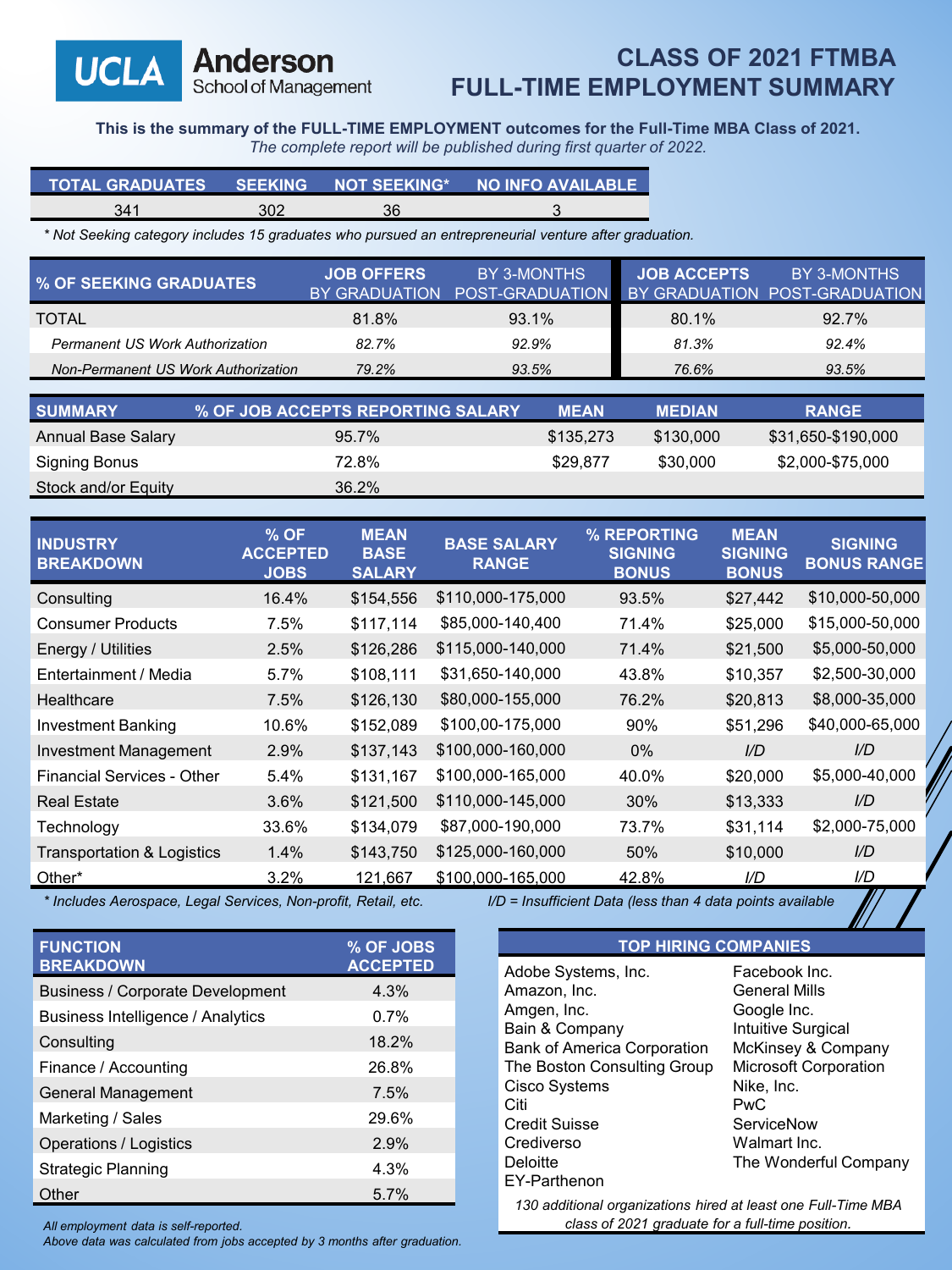UCLA Anderson School of Management

# CLASS OF 2021 FTMBA FULL-TIME EMPLOYMENT SUMMARY

**This is the summary of the FULL-TIME EMPLOYMENT outcomes for the Full-Time MBA Class of 2021.**
*The complete report will be published during first quarter of 2022.*

| TOTAL GRADUATES | SEEKING | NOT SEEKING* | NO INFO AVAILABLE |
|---|---|---|---|
| 341 | 302 | 36 | 3 |

*\* Not Seeking category includes 15 graduates who pursued an entrepreneurial venture after graduation.*

| % OF SEEKING GRADUATES | JOB OFFERS BY GRADUATION | BY 3-MONTHS POST-GRADUATION | JOB ACCEPTS BY GRADUATION | BY 3-MONTHS POST-GRADUATION |
|---|---|---|---|---|
| TOTAL | 81.8% | 93.1% | 80.1% | 92.7% |
| *Permanent US Work Authorization* | *82.7%* | *92.9%* | *81.3%* | *92.4%* |
| *Non-Permanent US Work Authorization* | *79.2%* | *93.5%* | *76.6%* | *93.5%* |

| SUMMARY | % OF JOB ACCEPTS REPORTING SALARY | MEAN | MEDIAN | RANGE |
|---|---|---|---|---|
| Annual Base Salary | 95.7% | $135,273 | $130,000 | $31,650-$190,000 |
| Signing Bonus | 72.8% | $29,877 | $30,000 | $2,000-$75,000 |
| Stock and/or Equity | 36.2% | | | |

| INDUSTRY BREAKDOWN | % OF ACCEPTED JOBS | MEAN BASE SALARY | BASE SALARY RANGE | % REPORTING SIGNING BONUS | MEAN SIGNING BONUS | SIGNING BONUS RANGE |
|---|---|---|---|---|---|---|
| Consulting | 16.4% | $154,556 | $110,000-175,000 | 93.5% | $27,442 | $10,000-50,000 |
| Consumer Products | 7.5% | $117,114 | $85,000-140,400 | 71.4% | $25,000 | $15,000-50,000 |
| Energy / Utilities | 2.5% | $126,286 | $115,000-140,000 | 71.4% | $21,500 | $5,000-50,000 |
| Entertainment / Media | 5.7% | $108,111 | $31,650-140,000 | 43.8% | $10,357 | $2,500-30,000 |
| Healthcare | 7.5% | $126,130 | $80,000-155,000 | 76.2% | $20,813 | $8,000-35,000 |
| Investment Banking | 10.6% | $152,089 | $100,00-175,000 | 90% | $51,296 | $40,000-65,000 |
| Investment Management | 2.9% | $137,143 | $100,000-160,000 | 0% | *I/D* | *I/D* |
| Financial Services - Other | 5.4% | $131,167 | $100,000-165,000 | 40.0% | $20,000 | $5,000-40,000 |
| Real Estate | 3.6% | $121,500 | $110,000-145,000 | 30% | $13,333 | *I/D* |
| Technology | 33.6% | $134,079 | $87,000-190,000 | 73.7% | $31,114 | $2,000-75,000 |
| Transportation & Logistics | 1.4% | $143,750 | $125,000-160,000 | 50% | $10,000 | *I/D* |
| Other* | 3.2% | 121,667 | $100,000-165,000 | 42.8% | *I/D* | *I/D* |

*\* Includes Aerospace, Legal Services, Non-profit, Retail, etc.* *I/D = Insufficient Data (less than 4 data points available*

| FUNCTION BREAKDOWN | % OF JOBS ACCEPTED |
|---|---|
| Business / Corporate Development | 4.3% |
| Business Intelligence / Analytics | 0.7% |
| Consulting | 18.2% |
| Finance / Accounting | 26.8% |
| General Management | 7.5% |
| Marketing / Sales | 29.6% |
| Operations / Logistics | 2.9% |
| Strategic Planning | 4.3% |
| Other | 5.7% |

**TOP HIRING COMPANIES**

- Adobe Systems, Inc.
- Amazon, Inc.
- Amgen, Inc.
- Bain & Company
- Bank of America Corporation
- The Boston Consulting Group
- Cisco Systems
- Citi
- Credit Suisse
- Crediverso
- Deloitte
- EY-Parthenon
- Facebook Inc.
- General Mills
- Google Inc.
- Intuitive Surgical
- McKinsey & Company
- Microsoft Corporation
- Nike, Inc.
- PwC
- ServiceNow
- Walmart Inc.
- The Wonderful Company

*130 additional organizations hired at least one Full-Time MBA class of 2021 graduate for a full-time position.*

*All employment data is self-reported.*
*Above data was calculated from jobs accepted by 3 months after graduation.*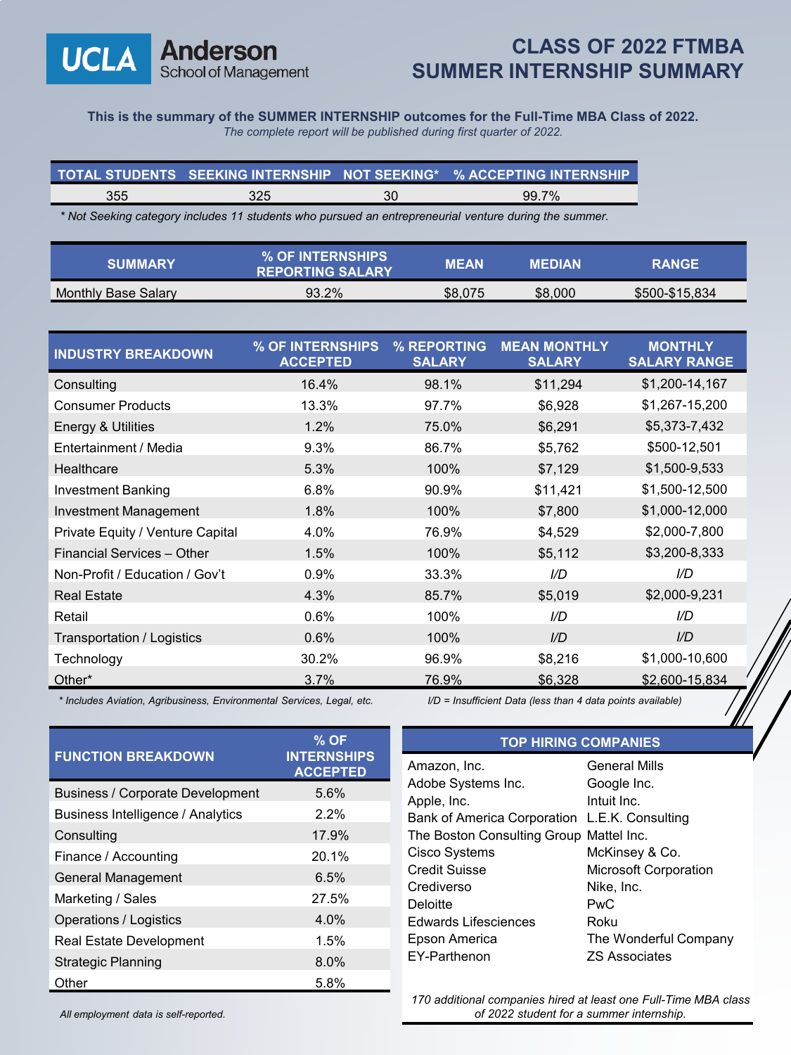# CLASS OF 2022 FTMBA SUMMER INTERNSHIP SUMMARY

UCLA Anderson School of Management

**This is the summary of the SUMMER INTERNSHIP outcomes for the Full-Time MBA Class of 2022.**
*The complete report will be published during first quarter of 2022.*

| TOTAL STUDENTS | SEEKING INTERNSHIP | NOT SEEKING* | % ACCEPTING INTERNSHIP |
|---|---|---|---|
| 355 | 325 | 30 | 99.7% |

*\* Not Seeking category includes 11 students who pursued an entrepreneurial venture during the summer.*

| SUMMARY | % OF INTERNSHIPS REPORTING SALARY | MEAN | MEDIAN | RANGE |
|---|---|---|---|---|
| Monthly Base Salary | 93.2% | $8,075 | $8,000 | $500-$15,834 |

| INDUSTRY BREAKDOWN | % OF INTERNSHIPS ACCEPTED | % REPORTING SALARY | MEAN MONTHLY SALARY | MONTHLY SALARY RANGE |
|---|---|---|---|---|
| Consulting | 16.4% | 98.1% | $11,294 | $1,200-14,167 |
| Consumer Products | 13.3% | 97.7% | $6,928 | $1,267-15,200 |
| Energy & Utilities | 1.2% | 75.0% | $6,291 | $5,373-7,432 |
| Entertainment / Media | 9.3% | 86.7% | $5,762 | $500-12,501 |
| Healthcare | 5.3% | 100% | $7,129 | $1,500-9,533 |
| Investment Banking | 6.8% | 90.9% | $11,421 | $1,500-12,500 |
| Investment Management | 1.8% | 100% | $7,800 | $1,000-12,000 |
| Private Equity / Venture Capital | 4.0% | 76.9% | $4,529 | $2,000-7,800 |
| Financial Services – Other | 1.5% | 100% | $5,112 | $3,200-8,333 |
| Non-Profit / Education / Gov't | 0.9% | 33.3% | I/D | I/D |
| Real Estate | 4.3% | 85.7% | $5,019 | $2,000-9,231 |
| Retail | 0.6% | 100% | I/D | I/D |
| Transportation / Logistics | 0.6% | 100% | I/D | I/D |
| Technology | 30.2% | 96.9% | $8,216 | $1,000-10,600 |
| Other* | 3.7% | 76.9% | $6,328 | $2,600-15,834 |

*\* Includes Aviation, Agribusiness, Environmental Services, Legal, etc.*
*I/D = Insufficient Data (less than 4 data points available)*

| FUNCTION BREAKDOWN | % OF INTERNSHIPS ACCEPTED |
|---|---|
| Business / Corporate Development | 5.6% |
| Business Intelligence / Analytics | 2.2% |
| Consulting | 17.9% |
| Finance / Accounting | 20.1% |
| General Management | 6.5% |
| Marketing / Sales | 27.5% |
| Operations / Logistics | 4.0% |
| Real Estate Development | 1.5% |
| Strategic Planning | 8.0% |
| Other | 5.8% |

## TOP HIRING COMPANIES

| | |
|---|---|
| Amazon, Inc. | General Mills |
| Adobe Systems Inc. | Google Inc. |
| Apple, Inc. | Intuit Inc. |
| Bank of America Corporation | L.E.K. Consulting |
| The Boston Consulting Group | Mattel Inc. |
| Cisco Systems | McKinsey & Co. |
| Credit Suisse | Microsoft Corporation |
| Crediverso | Nike, Inc. |
| Deloitte | PwC |
| Edwards Lifesciences | Roku |
| Epson America | The Wonderful Company |
| EY-Parthenon | ZS Associates |

*170 additional companies hired at least one Full-Time MBA class of 2022 student for a summer internship.*

*All employment data is self-reported.*